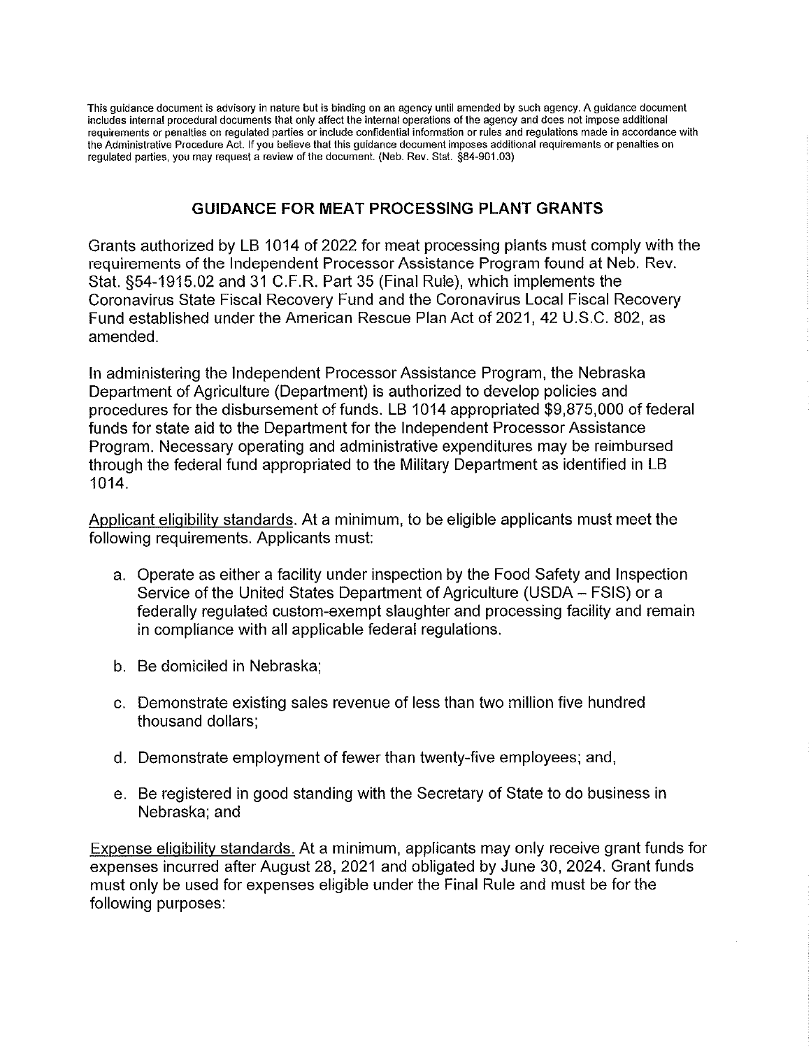This guidance document is advisory in nature but is binding on an agency until amended by such agency. A guidance document includes internal procedural documents that only affect the internal operations of the agency and does not impose additional requirements or penalties on regulated parties or include confidential information or rules and regulations made in accordance with the Administrative Procedure Act. If you believe that this guidance document imposes additional requirements or penalties on regulated parties, you may request a review of the document. (Neb. Rev. Stat. §84-901.03)

## GUIDANCE FOR MEAT PROCESSING PLANT GRANTS

Grants authorized by LB 1014 of 2022 for meat processing plants must comply with the requirements of the Independent Processor Assistance Program found at Neb. Rev. Stat. §54-1915.02 and 31 C.F.R. Part 35 (Final Rule), which implements the Coronavirus State Fiscal Recovery Fund and the Coronavirus Local Fiscal Recovery Fund established under the American Rescue Plan Act of 2021, 42 U.S.C. 802, as amended.

In administering the Independent Processor Assistance Program, the Nebraska Department of Agriculture (Department) is authorized to develop policies and procedures for the disbursement of funds. LB 1014 appropriated $9,875,000 of federal funds for state aid to the Department for the Independent Processor Assistance Program. Necessary operating and administrative expenditures may be reimbursed through the federal fund appropriated to the Military Department as identified in LB 1014.

<u>Applicant eligibility standards</u>. At a minimum, to be eligible applicants must meet the following requirements. Applicants must:

a. Operate as either a facility under inspection by the Food Safety and Inspection Service of the United States Department of Agriculture (USDA – FSIS) or a federally regulated custom-exempt slaughter and processing facility and remain in compliance with all applicable federal regulations.

b. Be domiciled in Nebraska;

c. Demonstrate existing sales revenue of less than two million five hundred thousand dollars;

d. Demonstrate employment of fewer than twenty-five employees; and,

e. Be registered in good standing with the Secretary of State to do business in Nebraska; and

<u>Expense eligibility standards.</u> At a minimum, applicants may only receive grant funds for expenses incurred after August 28, 2021 and obligated by June 30, 2024. Grant funds must only be used for expenses eligible under the Final Rule and must be for the following purposes: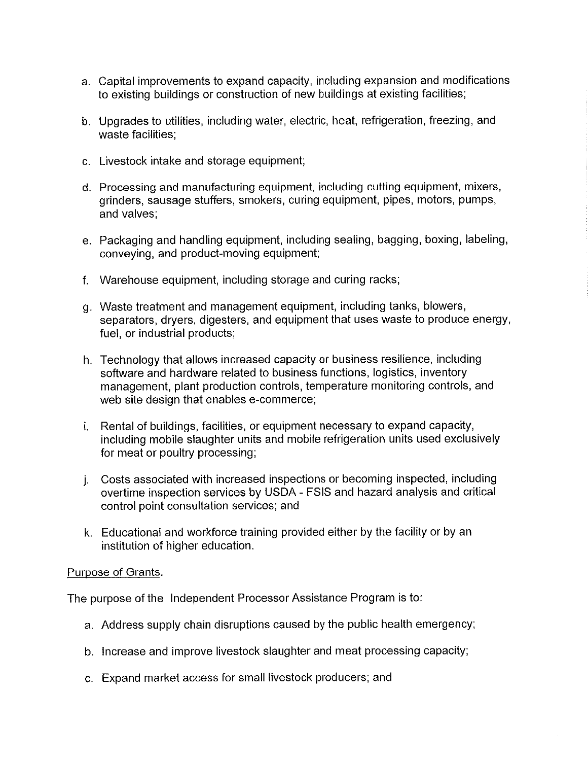a. Capital improvements to expand capacity, including expansion and modifications to existing buildings or construction of new buildings at existing facilities;

b. Upgrades to utilities, including water, electric, heat, refrigeration, freezing, and waste facilities;

c. Livestock intake and storage equipment;

d. Processing and manufacturing equipment, including cutting equipment, mixers, grinders, sausage stuffers, smokers, curing equipment, pipes, motors, pumps, and valves;

e. Packaging and handling equipment, including sealing, bagging, boxing, labeling, conveying, and product-moving equipment;

f. Warehouse equipment, including storage and curing racks;

g. Waste treatment and management equipment, including tanks, blowers, separators, dryers, digesters, and equipment that uses waste to produce energy, fuel, or industrial products;

h. Technology that allows increased capacity or business resilience, including software and hardware related to business functions, logistics, inventory management, plant production controls, temperature monitoring controls, and web site design that enables e-commerce;

i. Rental of buildings, facilities, or equipment necessary to expand capacity, including mobile slaughter units and mobile refrigeration units used exclusively for meat or poultry processing;

j. Costs associated with increased inspections or becoming inspected, including overtime inspection services by USDA - FSIS and hazard analysis and critical control point consultation services; and

k. Educational and workforce training provided either by the facility or by an institution of higher education.

Purpose of Grants.

The purpose of the Independent Processor Assistance Program is to:

a. Address supply chain disruptions caused by the public health emergency;

b. Increase and improve livestock slaughter and meat processing capacity;

c. Expand market access for small livestock producers; and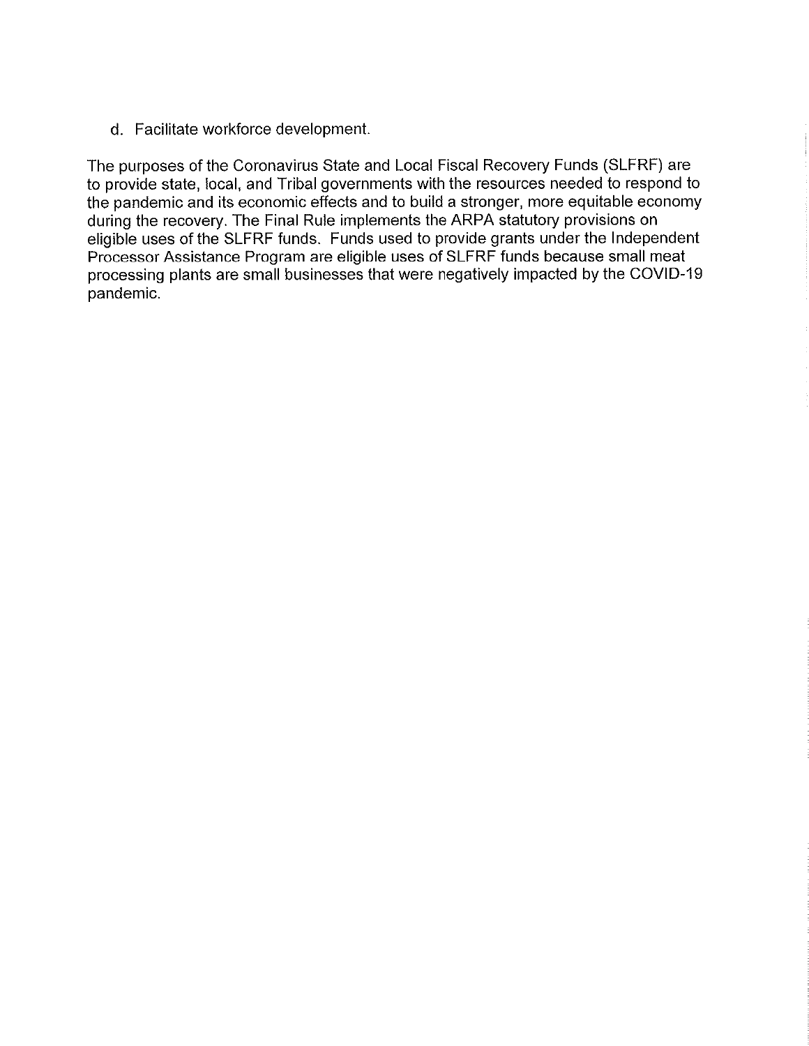d. Facilitate workforce development.

The purposes of the Coronavirus State and Local Fiscal Recovery Funds (SLFRF) are to provide state, local, and Tribal governments with the resources needed to respond to the pandemic and its economic effects and to build a stronger, more equitable economy during the recovery. The Final Rule implements the ARPA statutory provisions on eligible uses of the SLFRF funds. Funds used to provide grants under the Independent Processor Assistance Program are eligible uses of SLFRF funds because small meat processing plants are small businesses that were negatively impacted by the COVID-19 pandemic.